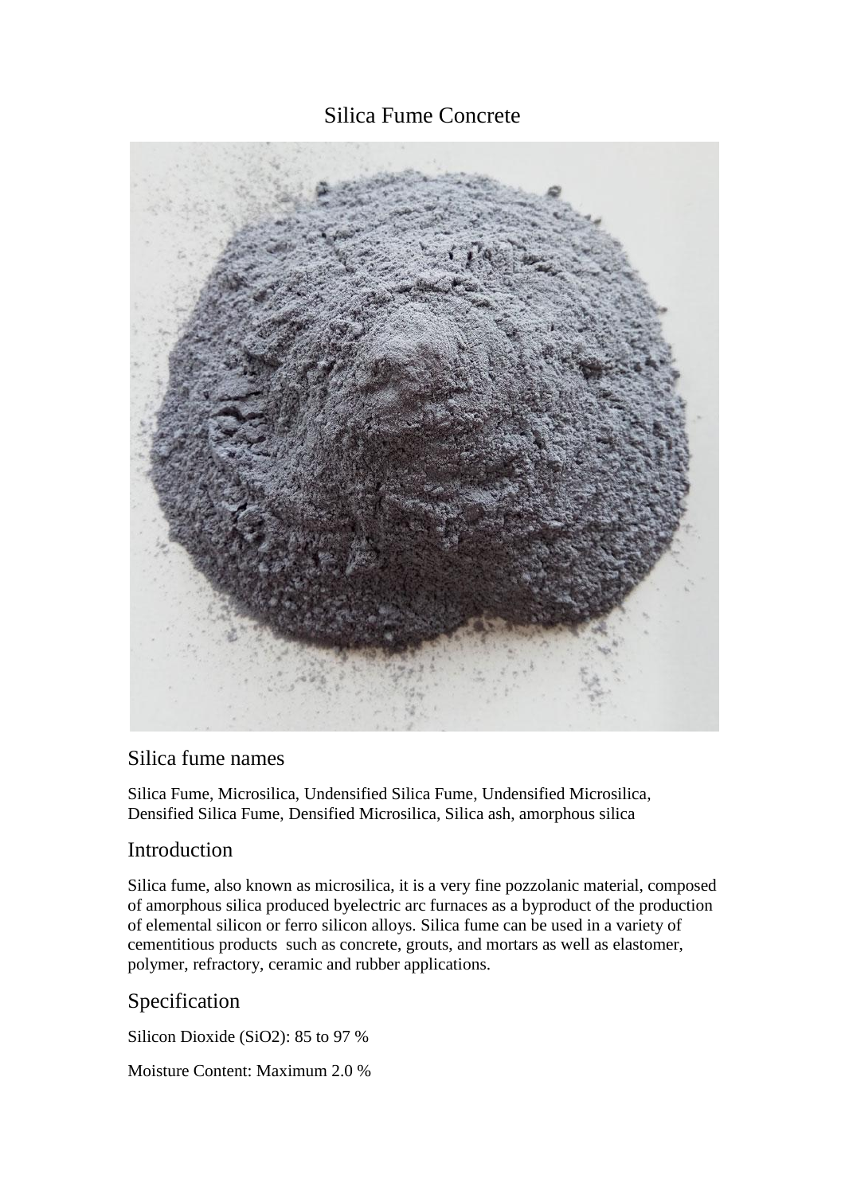# Silica Fume Concrete

## Silica fume names

Silica Fume, Microsilica, Undensified Silica Fume, Undensified Microsilica, Densified Silica Fume, Densified Microsilica, Silica ash, amorphous silica

## Introduction

Silica fume, also known as microsilica, it is a very fine pozzolanic material, composed of amorphous silica produced byelectric arc furnaces as a byproduct of the production of elemental silicon or ferro silicon alloys. Silica fume can be used in a variety of cementitious products such as concrete, grouts, and mortars as well as elastomer, polymer, refractory, ceramic and rubber applications.

## Specification

Silicon Dioxide ($SiO_2$): 85 to 97 %

Moisture Content: Maximum 2.0 %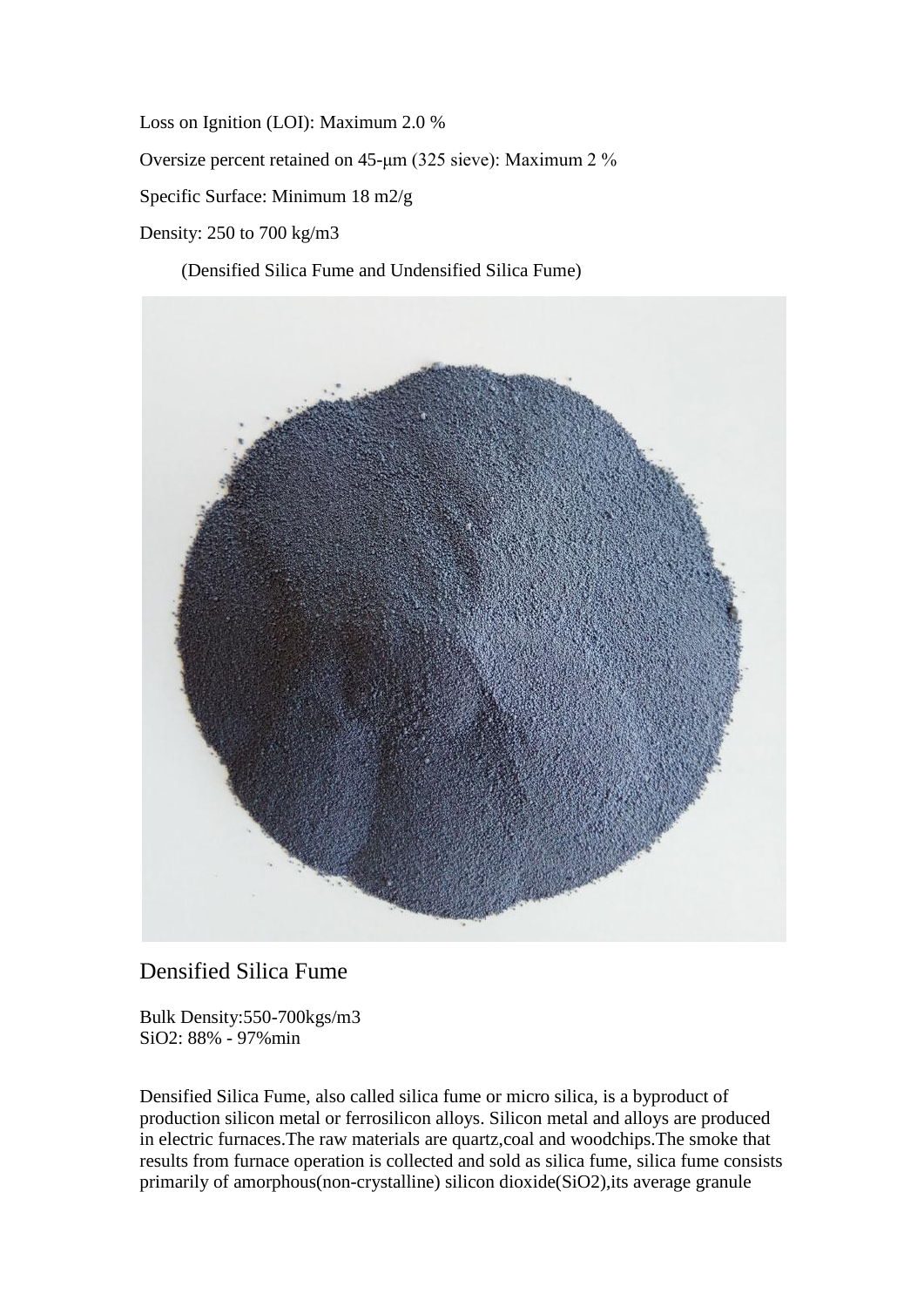Loss on Ignition (LOI): Maximum 2.0 %

Oversize percent retained on 45-μm (325 sieve): Maximum 2 %

Specific Surface: Minimum 18 m2/g

Density: 250 to 700 kg/m3

(Densified Silica Fume and Undensified Silica Fume)

## Densified Silica Fume

Bulk Density:550-700kgs/m3
$SiO_2$: 88% - 97%min

Densified Silica Fume, also called silica fume or micro silica, is a byproduct of production silicon metal or ferrosilicon alloys. Silicon metal and alloys are produced in electric furnaces.The raw materials are quartz,coal and woodchips.The smoke that results from furnace operation is collected and sold as silica fume, silica fume consists primarily of amorphous(non-crystalline) silicon dioxide($SiO_2$),its average granule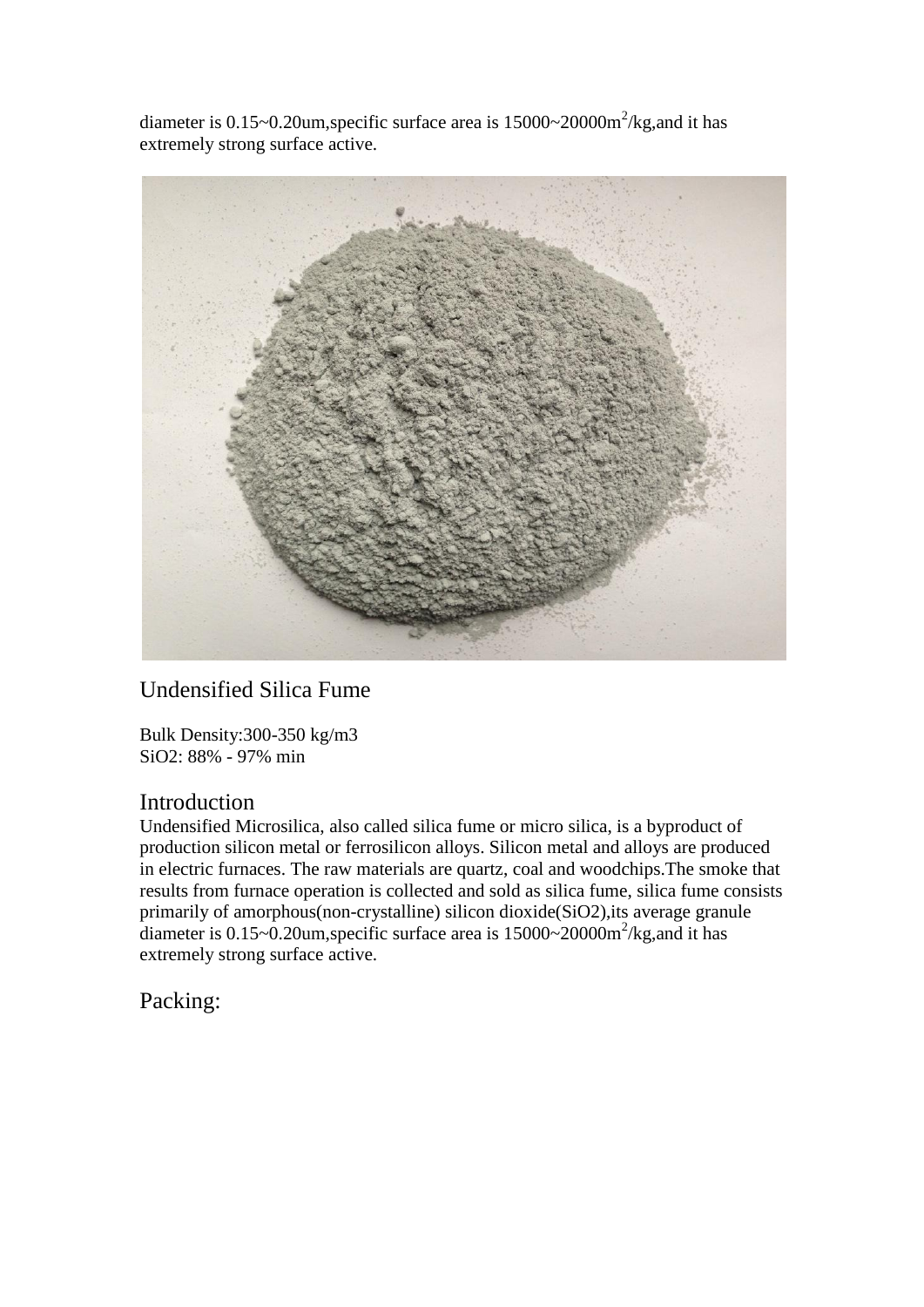diameter is 0.15~0.20um,specific surface area is 15000~20000$m^2$/kg,and it has extremely strong surface active.

## Undensified Silica Fume

Bulk Density:300-350 kg/m3
$SiO_2$: 88% - 97% min

## Introduction

Undensified Microsilica, also called silica fume or micro silica, is a byproduct of production silicon metal or ferrosilicon alloys. Silicon metal and alloys are produced in electric furnaces. The raw materials are quartz, coal and woodchips.The smoke that results from furnace operation is collected and sold as silica fume, silica fume consists primarily of amorphous(non-crystalline) silicon dioxide($SiO_2$),its average granule diameter is 0.15~0.20um,specific surface area is 15000~20000$m^2$/kg,and it has extremely strong surface active.

## Packing: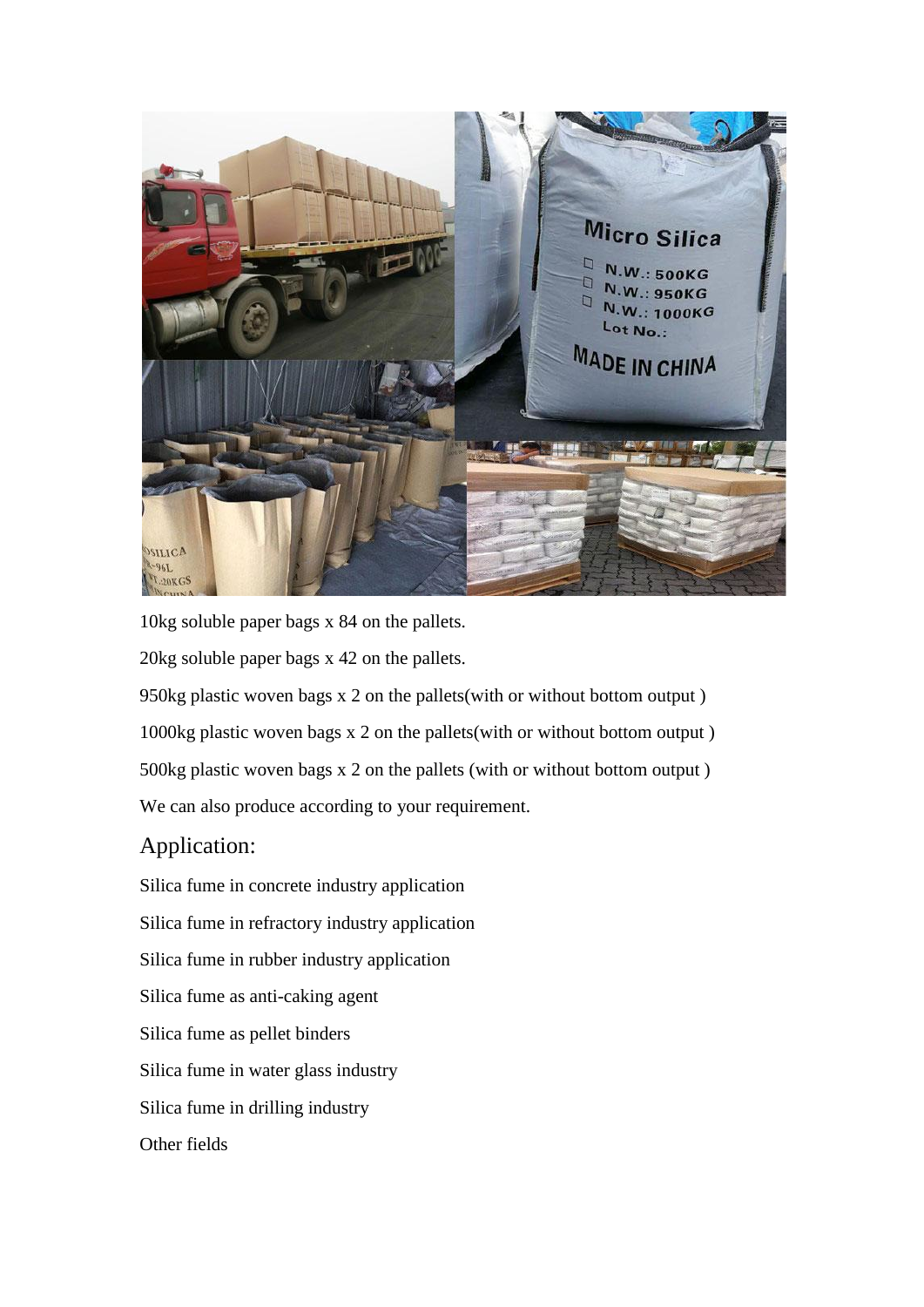10kg soluble paper bags x 84 on the pallets.

20kg soluble paper bags x 42 on the pallets.

950kg plastic woven bags x 2 on the pallets(with or without bottom output )

1000kg plastic woven bags x 2 on the pallets(with or without bottom output )

500kg plastic woven bags x 2 on the pallets (with or without bottom output )

We can also produce according to your requirement.

## Application:

Silica fume in concrete industry application

Silica fume in refractory industry application

Silica fume in rubber industry application

Silica fume as anti-caking agent

Silica fume as pellet binders

Silica fume in water glass industry

Silica fume in drilling industry

Other fields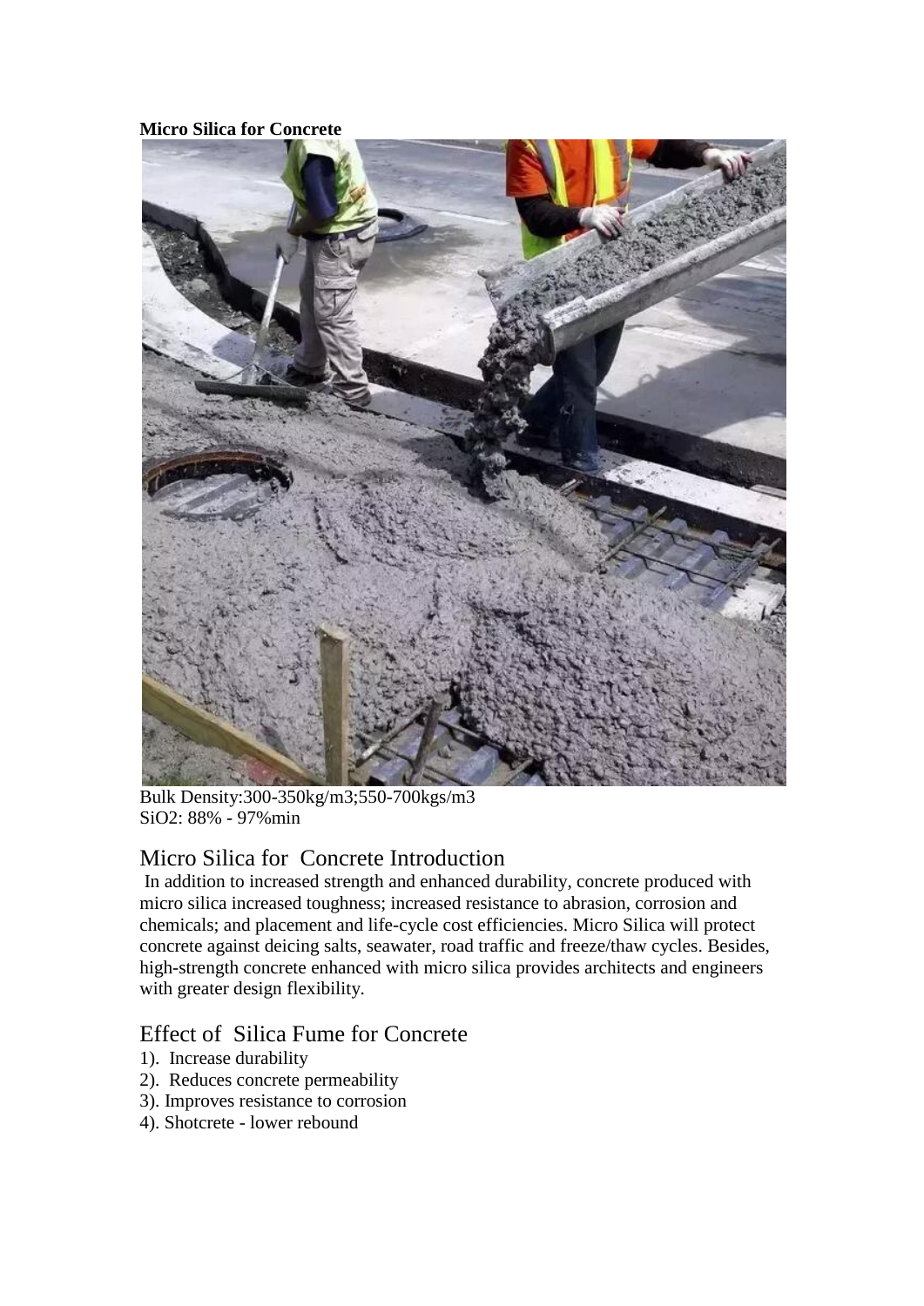**Micro Silica for Concrete**

Bulk Density:300-350kg/m3;550-700kgs/m3
$SiO_2$: 88% - 97%min

## Micro Silica for Concrete Introduction

In addition to increased strength and enhanced durability, concrete produced with micro silica increased toughness; increased resistance to abrasion, corrosion and chemicals; and placement and life-cycle cost efficiencies. Micro Silica will protect concrete against deicing salts, seawater, road traffic and freeze/thaw cycles. Besides, high-strength concrete enhanced with micro silica provides architects and engineers with greater design flexibility.

## Effect of Silica Fume for Concrete

1). Increase durability
2). Reduces concrete permeability
3). Improves resistance to corrosion
4). Shotcrete - lower rebound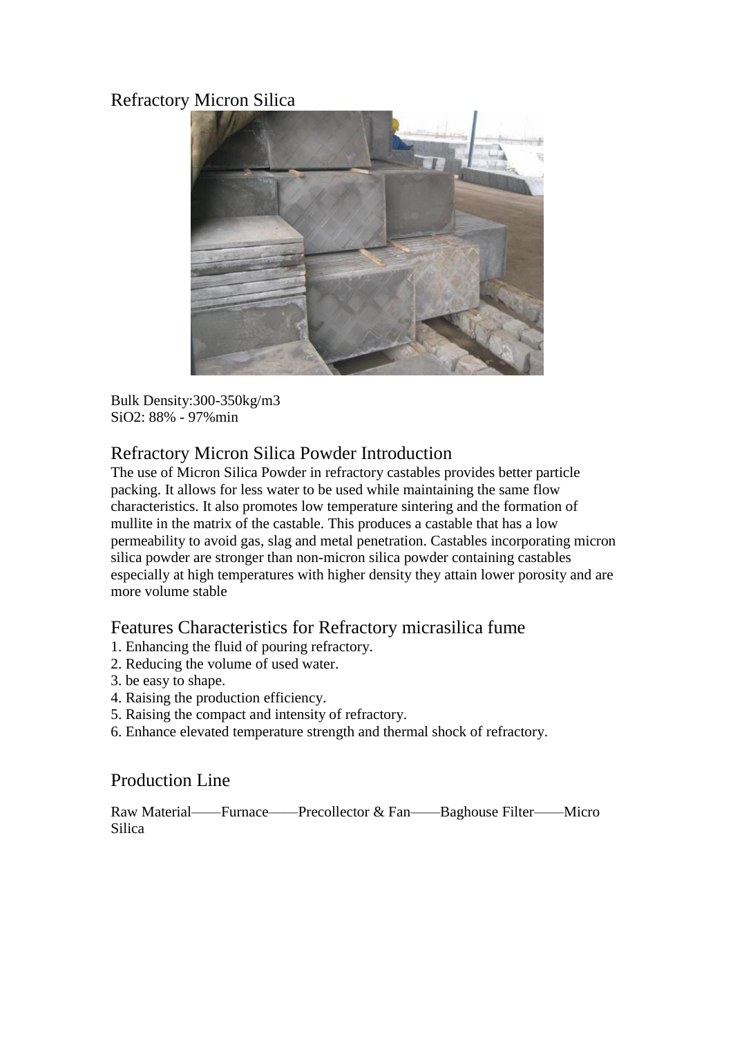## Refractory Micron Silica

Bulk Density:300-350kg/m3
$SiO_2$: 88% - 97%min

## Refractory Micron Silica Powder Introduction

The use of Micron Silica Powder in refractory castables provides better particle packing. It allows for less water to be used while maintaining the same flow characteristics. It also promotes low temperature sintering and the formation of mullite in the matrix of the castable. This produces a castable that has a low permeability to avoid gas, slag and metal penetration. Castables incorporating micron silica powder are stronger than non-micron silica powder containing castables especially at high temperatures with higher density they attain lower porosity and are more volume stable

## Features Characteristics for Refractory micrasilica fume

1. Enhancing the fluid of pouring refractory.
2. Reducing the volume of used water.
3. be easy to shape.
4. Raising the production efficiency.
5. Raising the compact and intensity of refractory.
6. Enhance elevated temperature strength and thermal shock of refractory.

## Production Line

Raw Material——Furnace——Precollector & Fan——Baghouse Filter——Micro Silica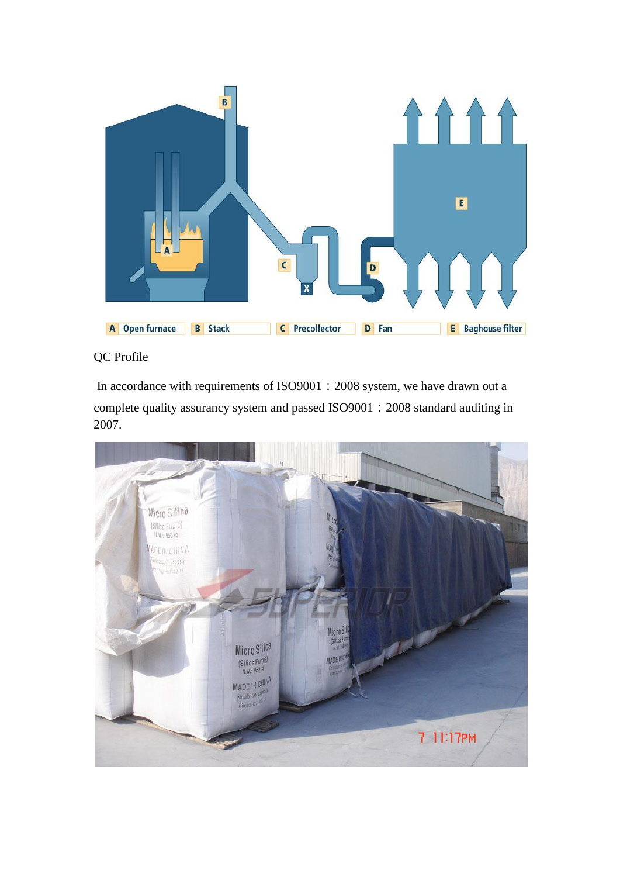A Open furnace

B Stack

C Precollector

D Fan

E Baghouse filter

QC Profile

In accordance with requirements of ISO9001：2008 system, we have drawn out a complete quality assurancy system and passed ISO9001：2008 standard auditing in 2007.